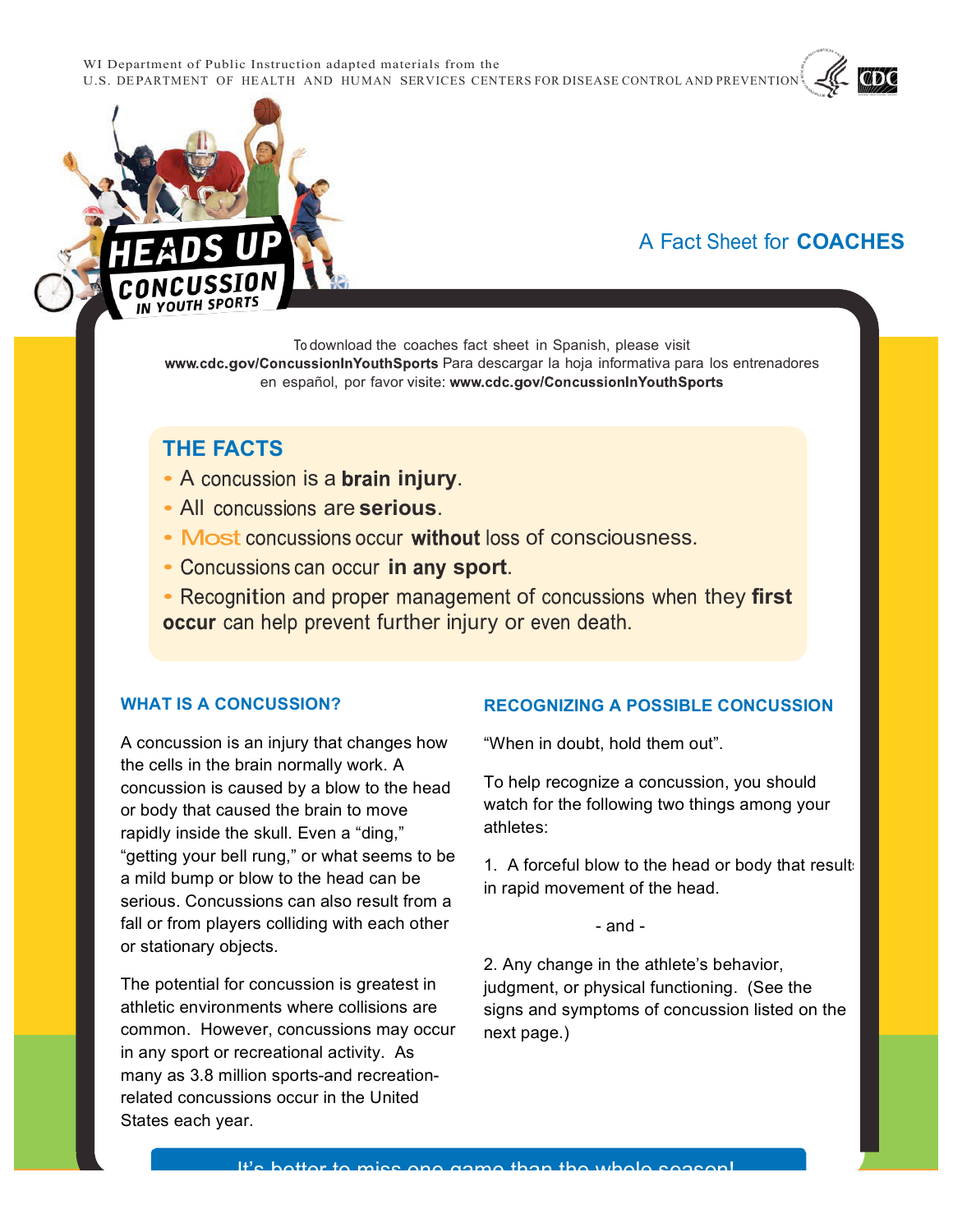WI Department of Public Instruction adapted materials from the U.S. DEPARTMENT OF HEALTH AND HUMAN SERVICES CENTERS FOR DISEASE CONTROL AND PREVENTION

# HEADS UP CONCUSSION IN YOUTH SPORTS

## A Fact Sheet for **COACHES**

To download the coaches fact sheet in Spanish, please visit **www.cdc.gov/ConcussionInYouthSports** Para descargar la hoja informativa para los entrenadores en español, por favor visite: **www.cdc.gov/ConcussionInYouthSports**

## THE FACTS

- A concussion is a **brain injury**.
- All concussions are **serious**.
- Most concussions occur **without** loss of consciousness.
- Concussions can occur **in any sport**.
- Recognition and proper management of concussions when they **first occur** can help prevent further injury or even death.

### WHAT IS A CONCUSSION?

A concussion is an injury that changes how the cells in the brain normally work. A concussion is caused by a blow to the head or body that caused the brain to move rapidly inside the skull. Even a "ding," "getting your bell rung," or what seems to be a mild bump or blow to the head can be serious. Concussions can also result from a fall or from players colliding with each other or stationary objects.

The potential for concussion is greatest in athletic environments where collisions are common. However, concussions may occur in any sport or recreational activity. As many as 3.8 million sports-and recreation-related concussions occur in the United States each year.

### RECOGNIZING A POSSIBLE CONCUSSION

"When in doubt, hold them out".

To help recognize a concussion, you should watch for the following two things among your athletes:

1. A forceful blow to the head or body that results in rapid movement of the head.

- and -

2. Any change in the athlete's behavior, judgment, or physical functioning. (See the signs and symptoms of concussion listed on the next page.)

It's better to miss one game than the whole season!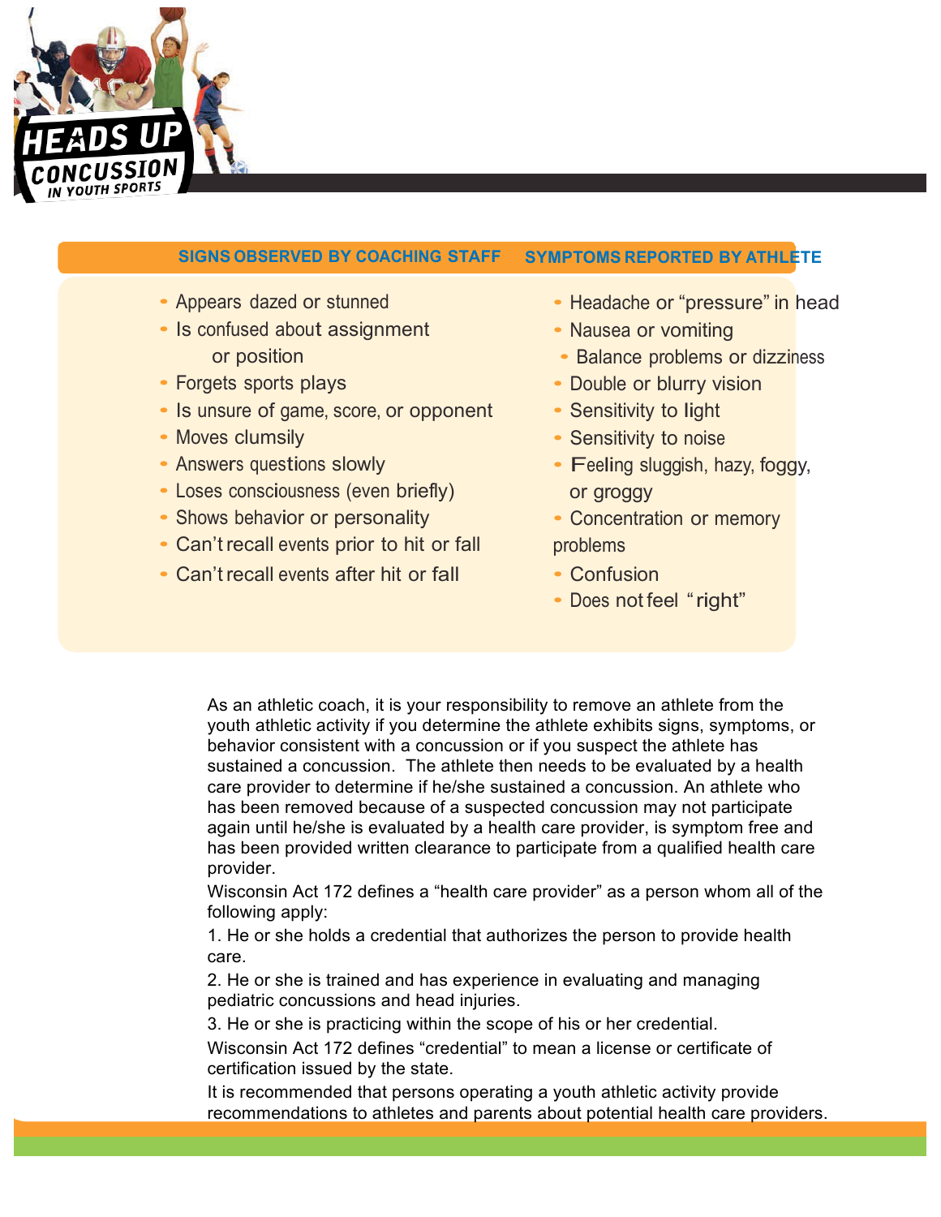HEADS UP CONCUSSION IN YOUTH SPORTS

| SIGNS OBSERVED BY COACHING STAFF | SYMPTOMS REPORTED BY ATHLETE |
|---|---|
| • Appears dazed or stunned | • Headache or "pressure" in head |
| • Is confused about assignment or position | • Nausea or vomiting |
| • Forgets sports plays | • Balance problems or dizziness |
| • Is unsure of game, score, or opponent | • Double or blurry vision |
| • Moves clumsily | • Sensitivity to light |
| • Answers questions slowly | • Sensitivity to noise |
| • Loses consciousness (even briefly) | • Feeling sluggish, hazy, foggy, or groggy |
| • Shows behavior or personality | • Concentration or memory problems |
| • Can't recall events prior to hit or fall | • Confusion |
| • Can't recall events after hit or fall | • Does not feel "right" |

As an athletic coach, it is your responsibility to remove an athlete from the youth athletic activity if you determine the athlete exhibits signs, symptoms, or behavior consistent with a concussion or if you suspect the athlete has sustained a concussion. The athlete then needs to be evaluated by a health care provider to determine if he/she sustained a concussion. An athlete who has been removed because of a suspected concussion may not participate again until he/she is evaluated by a health care provider, is symptom free and has been provided written clearance to participate from a qualified health care provider.

Wisconsin Act 172 defines a "health care provider" as a person whom all of the following apply:

1. He or she holds a credential that authorizes the person to provide health care.
2. He or she is trained and has experience in evaluating and managing pediatric concussions and head injuries.
3. He or she is practicing within the scope of his or her credential.

Wisconsin Act 172 defines "credential" to mean a license or certificate of certification issued by the state.

It is recommended that persons operating a youth athletic activity provide recommendations to athletes and parents about potential health care providers.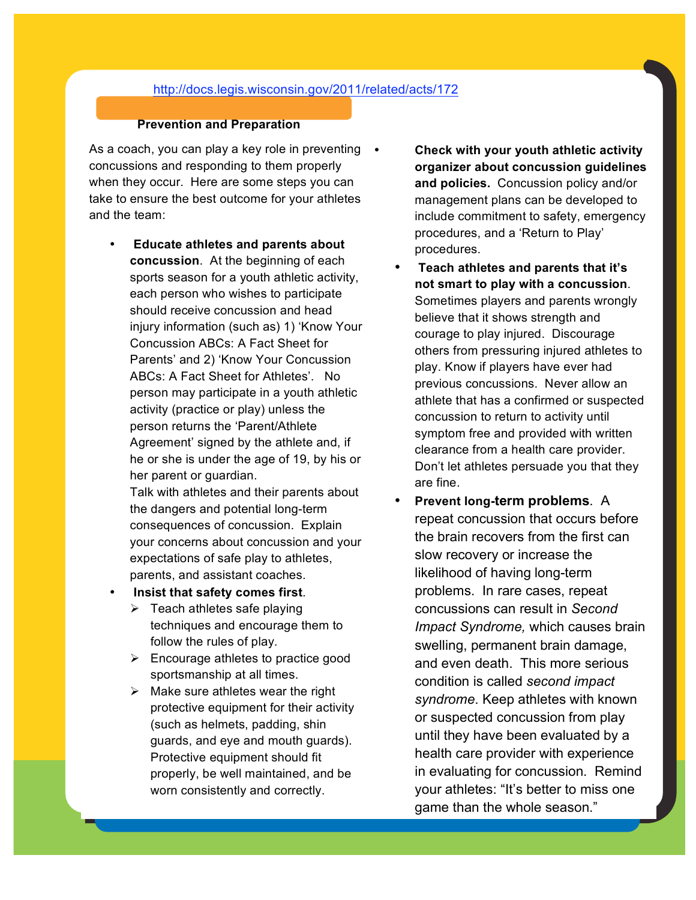http://docs.legis.wisconsin.gov/2011/related/acts/172

## Prevention and Preparation

As a coach, you can play a key role in preventing concussions and responding to them properly when they occur. Here are some steps you can take to ensure the best outcome for your athletes and the team:

- **Educate athletes and parents about concussion**. At the beginning of each sports season for a youth athletic activity, each person who wishes to participate should receive concussion and head injury information (such as) 1) 'Know Your Concussion ABCs: A Fact Sheet for Parents' and 2) 'Know Your Concussion ABCs: A Fact Sheet for Athletes'. No person may participate in a youth athletic activity (practice or play) unless the person returns the 'Parent/Athlete Agreement' signed by the athlete and, if he or she is under the age of 19, by his or her parent or guardian.
  Talk with athletes and their parents about the dangers and potential long-term consequences of concussion. Explain your concerns about concussion and your expectations of safe play to athletes, parents, and assistant coaches.
- **Insist that safety comes first**.
  - Teach athletes safe playing techniques and encourage them to follow the rules of play.
  - Encourage athletes to practice good sportsmanship at all times.
  - Make sure athletes wear the right protective equipment for their activity (such as helmets, padding, shin guards, and eye and mouth guards). Protective equipment should fit properly, be well maintained, and be worn consistently and correctly.
- **Check with your youth athletic activity organizer about concussion guidelines and policies.** Concussion policy and/or management plans can be developed to include commitment to safety, emergency procedures, and a 'Return to Play' procedures.
- **Teach athletes and parents that it's not smart to play with a concussion**. Sometimes players and parents wrongly believe that it shows strength and courage to play injured. Discourage others from pressuring injured athletes to play. Know if players have ever had previous concussions. Never allow an athlete that has a confirmed or suspected concussion to return to activity until symptom free and provided with written clearance from a health care provider. Don't let athletes persuade you that they are fine.
- **Prevent long-term problems**. A repeat concussion that occurs before the brain recovers from the first can slow recovery or increase the likelihood of having long-term problems. In rare cases, repeat concussions can result in *Second Impact Syndrome,* which causes brain swelling, permanent brain damage, and even death. This more serious condition is called *second impact syndrome*. Keep athletes with known or suspected concussion from play until they have been evaluated by a health care provider with experience in evaluating for concussion. Remind your athletes: "It's better to miss one game than the whole season."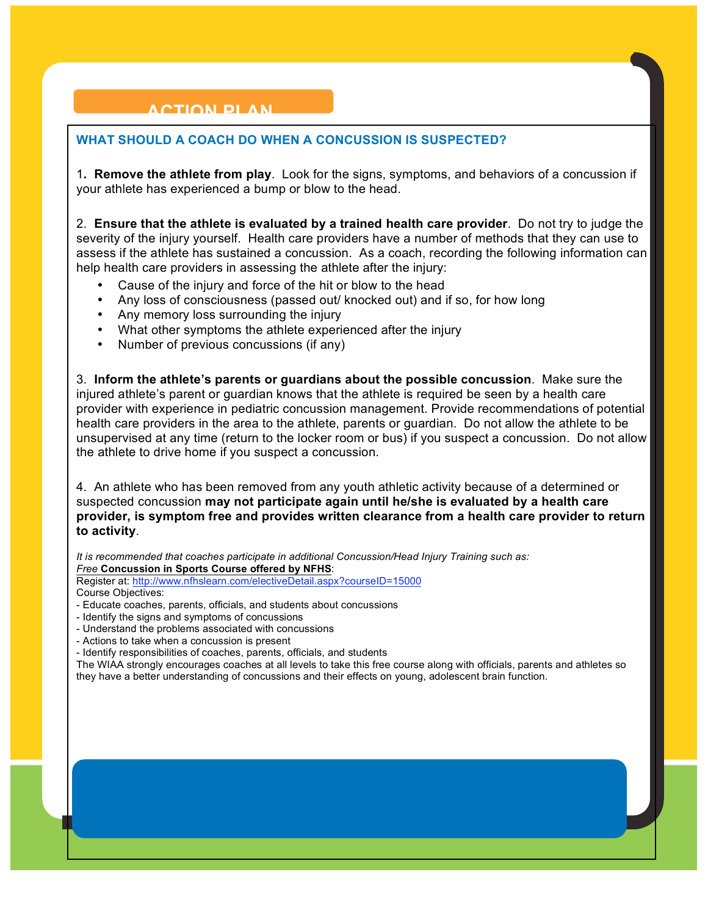## ACTION PLAN

### WHAT SHOULD A COACH DO WHEN A CONCUSSION IS SUSPECTED?

1. **Remove the athlete from play**. Look for the signs, symptoms, and behaviors of a concussion if your athlete has experienced a bump or blow to the head.

2. **Ensure that the athlete is evaluated by a trained health care provider**. Do not try to judge the severity of the injury yourself. Health care providers have a number of methods that they can use to assess if the athlete has sustained a concussion. As a coach, recording the following information can help health care providers in assessing the athlete after the injury:
   - Cause of the injury and force of the hit or blow to the head
   - Any loss of consciousness (passed out/ knocked out) and if so, for how long
   - Any memory loss surrounding the injury
   - What other symptoms the athlete experienced after the injury
   - Number of previous concussions (if any)

3. **Inform the athlete's parents or guardians about the possible concussion**. Make sure the injured athlete's parent or guardian knows that the athlete is required be seen by a health care provider with experience in pediatric concussion management. Provide recommendations of potential health care providers in the area to the athlete, parents or guardian. Do not allow the athlete to be unsupervised at any time (return to the locker room or bus) if you suspect a concussion. Do not allow the athlete to drive home if you suspect a concussion.

4. An athlete who has been removed from any youth athletic activity because of a determined or suspected concussion **may not participate again until he/she is evaluated by a health care provider, is symptom free and provides written clearance from a health care provider to return to activity**.

*It is recommended that coaches participate in additional Concussion/Head Injury Training such as:*
*Free* **Concussion in Sports Course offered by NFHS**:
Register at: http://www.nfhslearn.com/electiveDetail.aspx?courseID=15000
Course Objectives:
- Educate coaches, parents, officials, and students about concussions
- Identify the signs and symptoms of concussions
- Understand the problems associated with concussions
- Actions to take when a concussion is present
- Identify responsibilities of coaches, parents, officials, and students

The WIAA strongly encourages coaches at all levels to take this free course along with officials, parents and athletes so they have a better understanding of concussions and their effects on young, adolescent brain function.